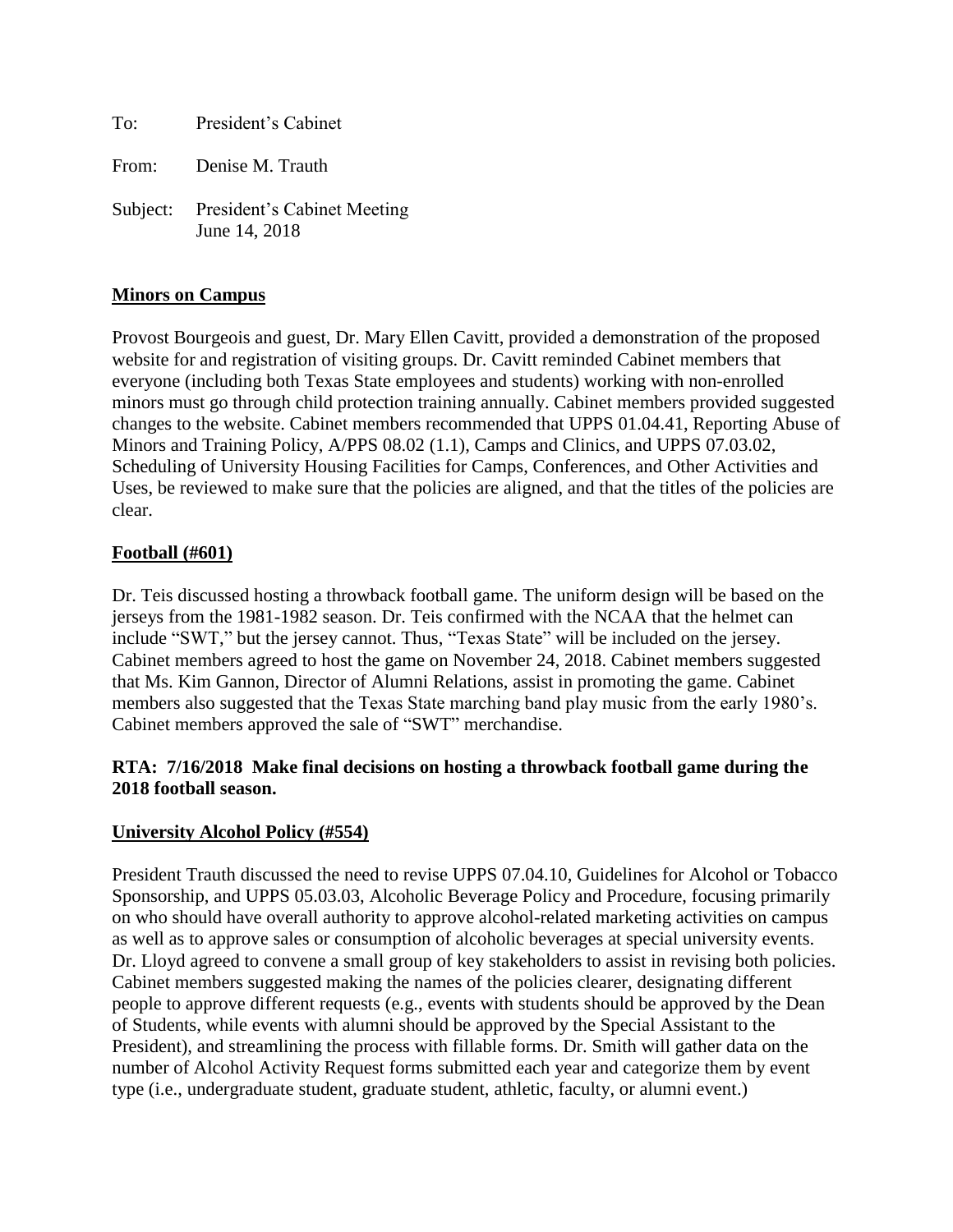To: President's Cabinet

From: Denise M. Trauth

Subject: President's Cabinet Meeting
June 14, 2018

**Minors on Campus**

Provost Bourgeois and guest, Dr. Mary Ellen Cavitt, provided a demonstration of the proposed website for and registration of visiting groups. Dr. Cavitt reminded Cabinet members that everyone (including both Texas State employees and students) working with non-enrolled minors must go through child protection training annually. Cabinet members provided suggested changes to the website. Cabinet members recommended that UPPS 01.04.41, Reporting Abuse of Minors and Training Policy, A/PPS 08.02 (1.1), Camps and Clinics, and UPPS 07.03.02, Scheduling of University Housing Facilities for Camps, Conferences, and Other Activities and Uses, be reviewed to make sure that the policies are aligned, and that the titles of the policies are clear.

**Football (#601)**

Dr. Teis discussed hosting a throwback football game. The uniform design will be based on the jerseys from the 1981-1982 season. Dr. Teis confirmed with the NCAA that the helmet can include "SWT," but the jersey cannot. Thus, "Texas State" will be included on the jersey. Cabinet members agreed to host the game on November 24, 2018. Cabinet members suggested that Ms. Kim Gannon, Director of Alumni Relations, assist in promoting the game. Cabinet members also suggested that the Texas State marching band play music from the early 1980's. Cabinet members approved the sale of "SWT" merchandise.

**RTA: 7/16/2018 Make final decisions on hosting a throwback football game during the 2018 football season.**

**University Alcohol Policy (#554)**

President Trauth discussed the need to revise UPPS 07.04.10, Guidelines for Alcohol or Tobacco Sponsorship, and UPPS 05.03.03, Alcoholic Beverage Policy and Procedure, focusing primarily on who should have overall authority to approve alcohol-related marketing activities on campus as well as to approve sales or consumption of alcoholic beverages at special university events. Dr. Lloyd agreed to convene a small group of key stakeholders to assist in revising both policies. Cabinet members suggested making the names of the policies clearer, designating different people to approve different requests (e.g., events with students should be approved by the Dean of Students, while events with alumni should be approved by the Special Assistant to the President), and streamlining the process with fillable forms. Dr. Smith will gather data on the number of Alcohol Activity Request forms submitted each year and categorize them by event type (i.e., undergraduate student, graduate student, athletic, faculty, or alumni event.)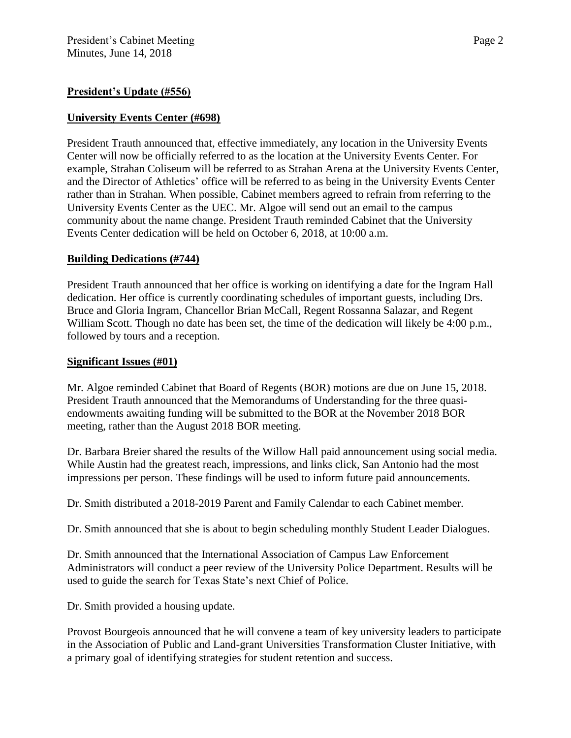**President's Update (#556)**

**University Events Center (#698)**

President Trauth announced that, effective immediately, any location in the University Events Center will now be officially referred to as the location at the University Events Center. For example, Strahan Coliseum will be referred to as Strahan Arena at the University Events Center, and the Director of Athletics' office will be referred to as being in the University Events Center rather than in Strahan. When possible, Cabinet members agreed to refrain from referring to the University Events Center as the UEC. Mr. Algoe will send out an email to the campus community about the name change. President Trauth reminded Cabinet that the University Events Center dedication will be held on October 6, 2018, at 10:00 a.m.

**Building Dedications (#744)**

President Trauth announced that her office is working on identifying a date for the Ingram Hall dedication. Her office is currently coordinating schedules of important guests, including Drs. Bruce and Gloria Ingram, Chancellor Brian McCall, Regent Rossanna Salazar, and Regent William Scott. Though no date has been set, the time of the dedication will likely be 4:00 p.m., followed by tours and a reception.

**Significant Issues (#01)**

Mr. Algoe reminded Cabinet that Board of Regents (BOR) motions are due on June 15, 2018. President Trauth announced that the Memorandums of Understanding for the three quasi-endowments awaiting funding will be submitted to the BOR at the November 2018 BOR meeting, rather than the August 2018 BOR meeting.

Dr. Barbara Breier shared the results of the Willow Hall paid announcement using social media. While Austin had the greatest reach, impressions, and links click, San Antonio had the most impressions per person. These findings will be used to inform future paid announcements.

Dr. Smith distributed a 2018-2019 Parent and Family Calendar to each Cabinet member.

Dr. Smith announced that she is about to begin scheduling monthly Student Leader Dialogues.

Dr. Smith announced that the International Association of Campus Law Enforcement Administrators will conduct a peer review of the University Police Department. Results will be used to guide the search for Texas State's next Chief of Police.

Dr. Smith provided a housing update.

Provost Bourgeois announced that he will convene a team of key university leaders to participate in the Association of Public and Land-grant Universities Transformation Cluster Initiative, with a primary goal of identifying strategies for student retention and success.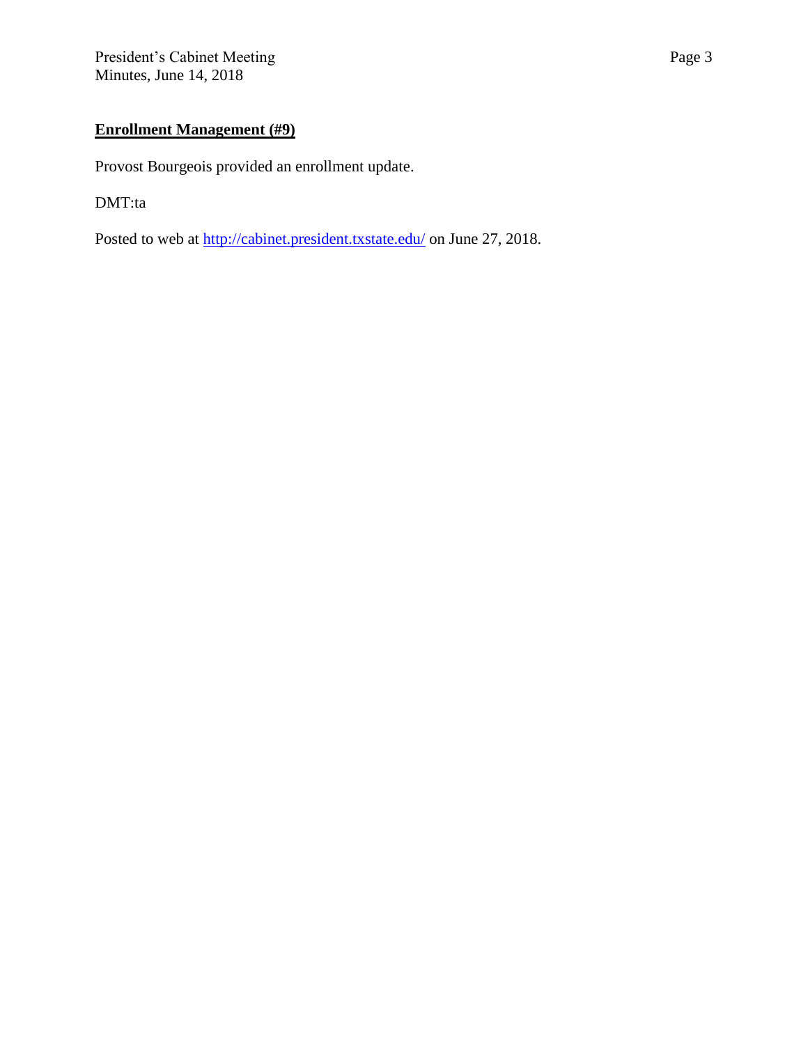**Enrollment Management (#9)**

Provost Bourgeois provided an enrollment update.

DMT:ta

Posted to web at http://cabinet.president.txstate.edu/ on June 27, 2018.